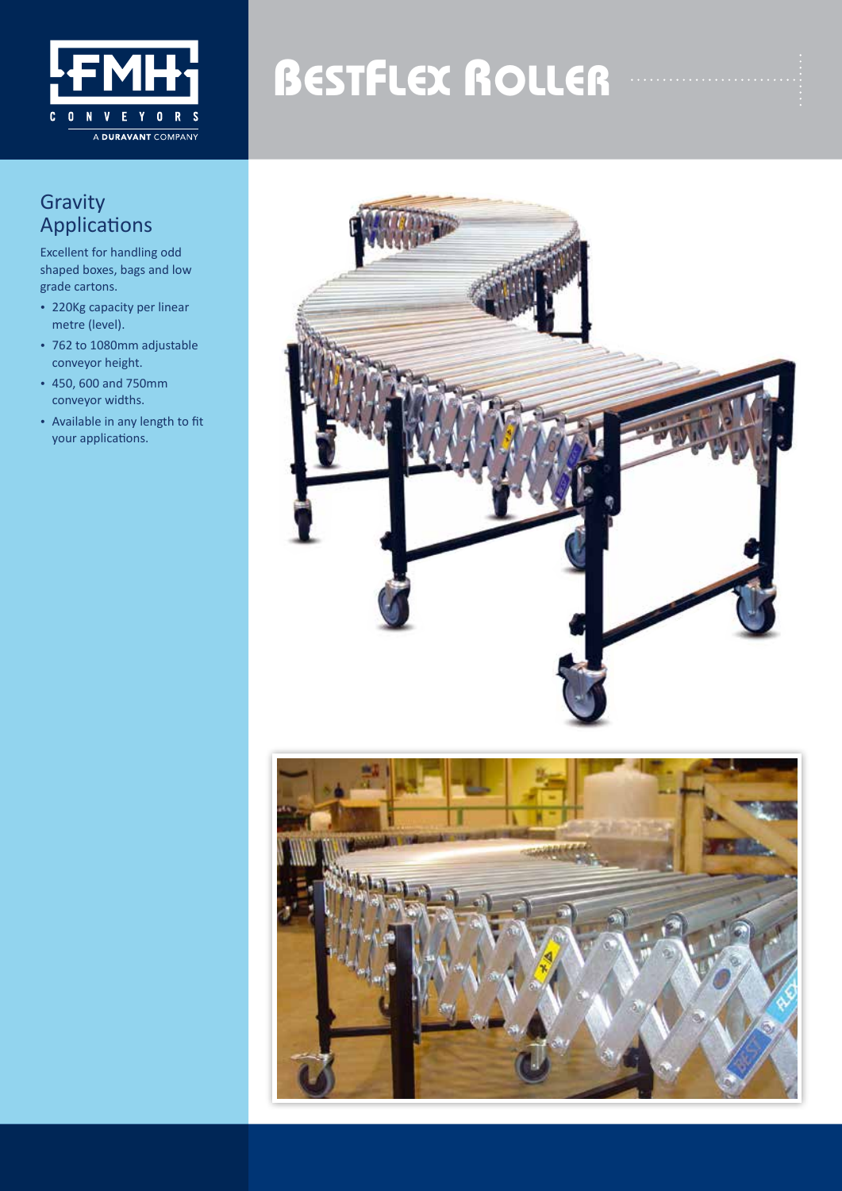# BestFlex Roller

## Gravity Applications

Excellent for handling odd shaped boxes, bags and low grade cartons.

- 220Kg capacity per linear metre (level).
- 762 to 1080mm adjustable conveyor height.
- 450, 600 and 750mm conveyor widths.
- Available in any length to fit your applications.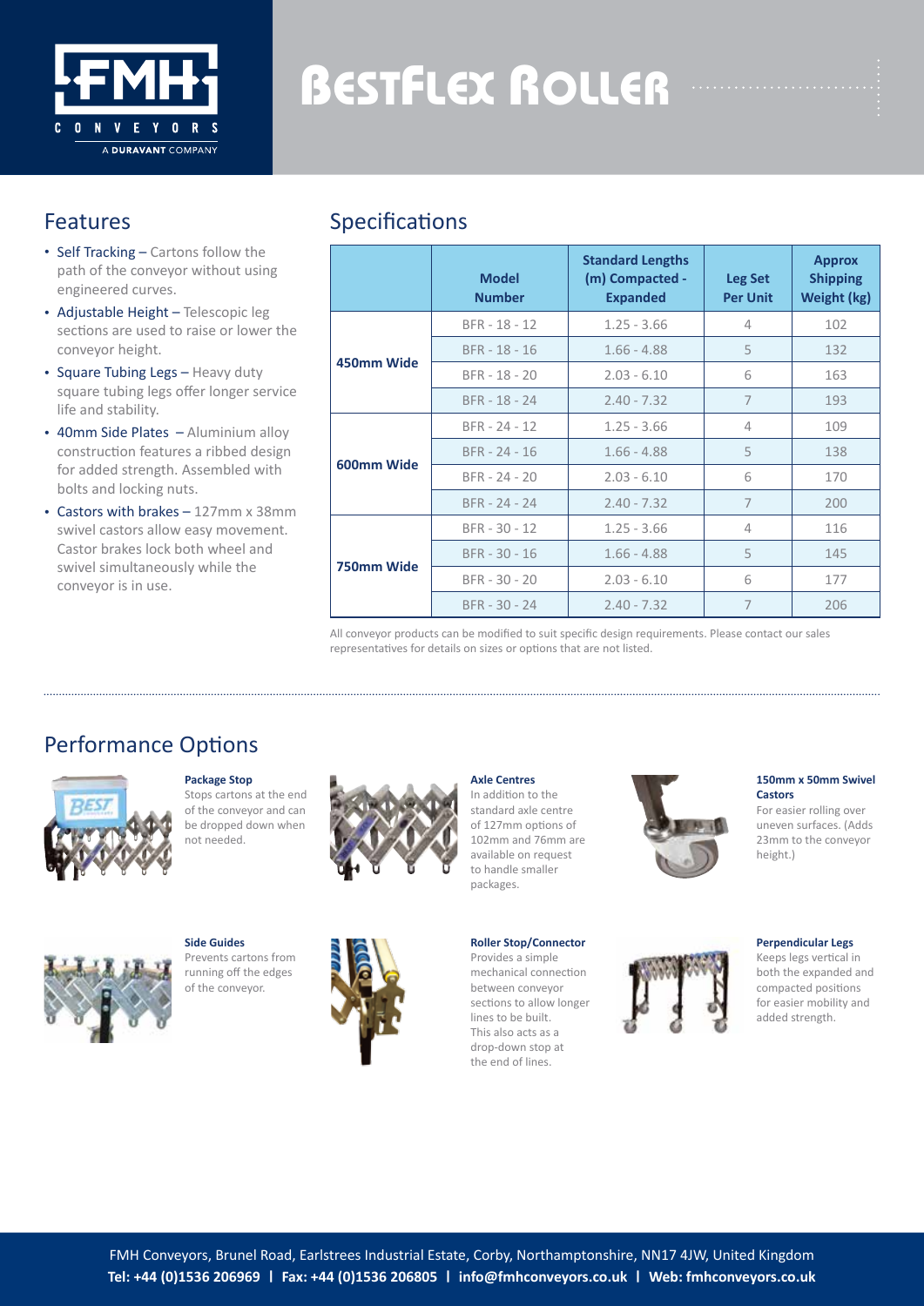# BestFlex Roller

## Features

- Self Tracking – Cartons follow the path of the conveyor without using engineered curves.
- Adjustable Height – Telescopic leg sections are used to raise or lower the conveyor height.
- Square Tubing Legs – Heavy duty square tubing legs offer longer service life and stability.
- 40mm Side Plates – Aluminium alloy construction features a ribbed design for added strength. Assembled with bolts and locking nuts.
- Castors with brakes – 127mm x 38mm swivel castors allow easy movement. Castor brakes lock both wheel and swivel simultaneously while the conveyor is in use.

## Specifications

| | Model Number | Standard Lengths (m) Compacted - Expanded | Leg Set Per Unit | Approx Shipping Weight (kg) |
|---|---|---|---|---|
| **450mm Wide** | BFR - 18 - 12 | 1.25 - 3.66 | 4 | 102 |
| | BFR - 18 - 16 | 1.66 - 4.88 | 5 | 132 |
| | BFR - 18 - 20 | 2.03 - 6.10 | 6 | 163 |
| | BFR - 18 - 24 | 2.40 - 7.32 | 7 | 193 |
| **600mm Wide** | BFR - 24 - 12 | 1.25 - 3.66 | 4 | 109 |
| | BFR - 24 - 16 | 1.66 - 4.88 | 5 | 138 |
| | BFR - 24 - 20 | 2.03 - 6.10 | 6 | 170 |
| | BFR - 24 - 24 | 2.40 - 7.32 | 7 | 200 |
| **750mm Wide** | BFR - 30 - 12 | 1.25 - 3.66 | 4 | 116 |
| | BFR - 30 - 16 | 1.66 - 4.88 | 5 | 145 |
| | BFR - 30 - 20 | 2.03 - 6.10 | 6 | 177 |
| | BFR - 30 - 24 | 2.40 - 7.32 | 7 | 206 |

All conveyor products can be modified to suit specific design requirements. Please contact our sales representatives for details on sizes or options that are not listed.

## Performance Options

**Package Stop**
Stops cartons at the end of the conveyor and can be dropped down when not needed.

**Axle Centres**
In addition to the standard axle centre of 127mm options of 102mm and 76mm are available on request to handle smaller packages.

**150mm x 50mm Swivel Castors**
For easier rolling over uneven surfaces. (Adds 23mm to the conveyor height.)

**Side Guides**
Prevents cartons from running off the edges of the conveyor.

**Roller Stop/Connector**
Provides a simple mechanical connection between conveyor sections to allow longer lines to be built. This also acts as a drop-down stop at the end of lines.

**Perpendicular Legs**
Keeps legs vertical in both the expanded and compacted positions for easier mobility and added strength.

FMH Conveyors, Brunel Road, Earlstrees Industrial Estate, Corby, Northamptonshire, NN17 4JW, United Kingdom
**Tel: +44 (0)1536 206969 | Fax: +44 (0)1536 206805 | info@fmhconveyors.co.uk | Web: fmhconveyors.co.uk**